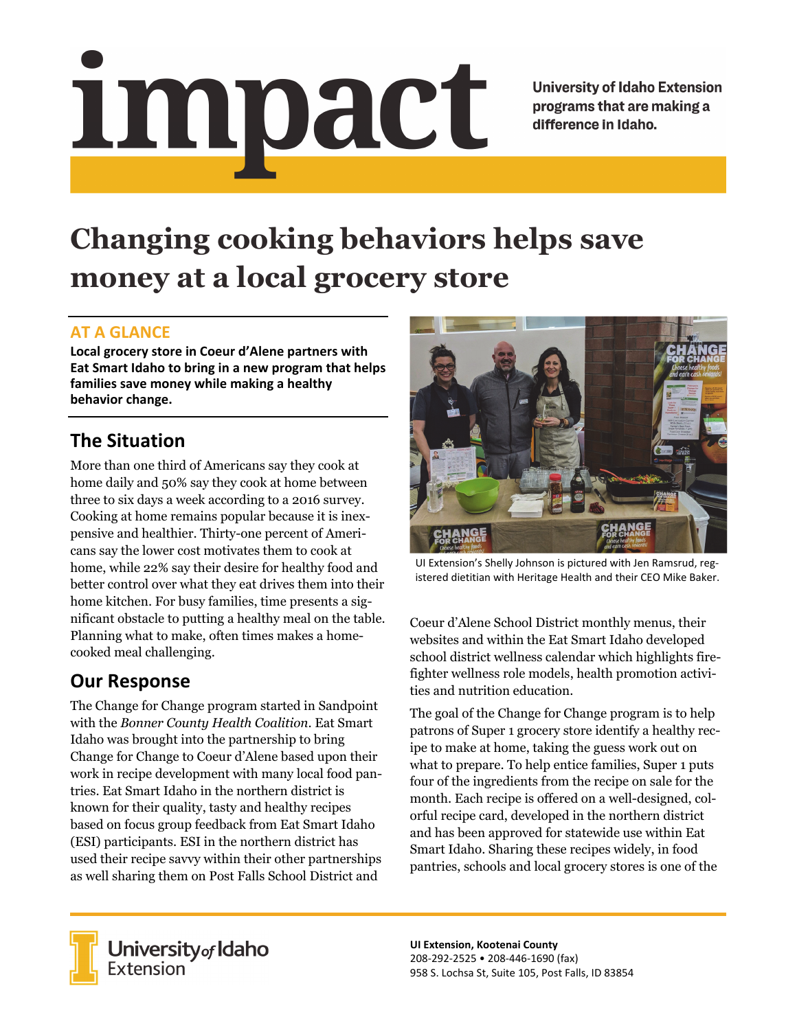# impact

**University of Idaho Extension programs that are making a difference in Idaho.**

# Changing cooking behaviors helps save money at a local grocery store

## AT A GLANCE

**Local grocery store in Coeur d'Alene partners with Eat Smart Idaho to bring in a new program that helps families save money while making a healthy behavior change.**

## The Situation

More than one third of Americans say they cook at home daily and 50% say they cook at home between three to six days a week according to a 2016 survey. Cooking at home remains popular because it is inexpensive and healthier. Thirty-one percent of Americans say the lower cost motivates them to cook at home, while 22% say their desire for healthy food and better control over what they eat drives them into their home kitchen. For busy families, time presents a significant obstacle to putting a healthy meal on the table. Planning what to make, often times makes a home-cooked meal challenging.

## Our Response

The Change for Change program started in Sandpoint with the *Bonner County Health Coalition*. Eat Smart Idaho was brought into the partnership to bring Change for Change to Coeur d'Alene based upon their work in recipe development with many local food pantries. Eat Smart Idaho in the northern district is known for their quality, tasty and healthy recipes based on focus group feedback from Eat Smart Idaho (ESI) participants. ESI in the northern district has used their recipe savvy within their other partnerships as well sharing them on Post Falls School District and Coeur d'Alene School District monthly menus, their websites and within the Eat Smart Idaho developed school district wellness calendar which highlights firefighter wellness role models, health promotion activities and nutrition education.

UI Extension's Shelly Johnson is pictured with Jen Ramsrud, registered dietitian with Heritage Health and their CEO Mike Baker.

The goal of the Change for Change program is to help patrons of Super 1 grocery store identify a healthy recipe to make at home, taking the guess work out on what to prepare. To help entice families, Super 1 puts four of the ingredients from the recipe on sale for the month. Each recipe is offered on a well-designed, colorful recipe card, developed in the northern district and has been approved for statewide use within Eat Smart Idaho. Sharing these recipes widely, in food pantries, schools and local grocery stores is one of the

University of Idaho Extension

**UI Extension, Kootenai County**
208-292-2525 • 208-446-1690 (fax)
958 S. Lochsa St, Suite 105, Post Falls, ID 83854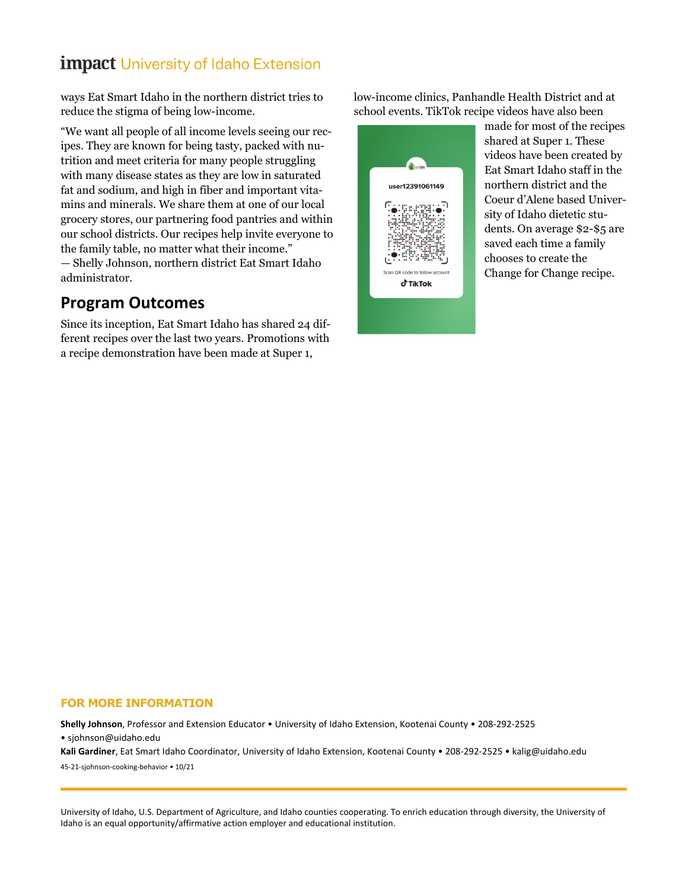ways Eat Smart Idaho in the northern district tries to reduce the stigma of being low-income.

"We want all people of all income levels seeing our recipes. They are known for being tasty, packed with nutrition and meet criteria for many people struggling with many disease states as they are low in saturated fat and sodium, and high in fiber and important vitamins and minerals. We share them at one of our local grocery stores, our partnering food pantries and within our school districts. Our recipes help invite everyone to the family table, no matter what their income."
— Shelly Johnson, northern district Eat Smart Idaho administrator.

## Program Outcomes

Since its inception, Eat Smart Idaho has shared 24 different recipes over the last two years. Promotions with a recipe demonstration have been made at Super 1, low-income clinics, Panhandle Health District and at school events. TikTok recipe videos have also been made for most of the recipes shared at Super 1. These videos have been created by Eat Smart Idaho staff in the northern district and the Coeur d'Alene based University of Idaho dietetic students. On average \$2-\$5 are saved each time a family chooses to create the Change for Change recipe.

user12391061149

Scan QR code to follow account

TikTok

**FOR MORE INFORMATION**

**Shelly Johnson**, Professor and Extension Educator • University of Idaho Extension, Kootenai County • 208-292-2525 • sjohnson@uidaho.edu

**Kali Gardiner**, Eat Smart Idaho Coordinator, University of Idaho Extension, Kootenai County • 208-292-2525 • kalig@uidaho.edu

45-21-sjohnson-cooking-behavior • 10/21

University of Idaho, U.S. Department of Agriculture, and Idaho counties cooperating. To enrich education through diversity, the University of Idaho is an equal opportunity/affirmative action employer and educational institution.